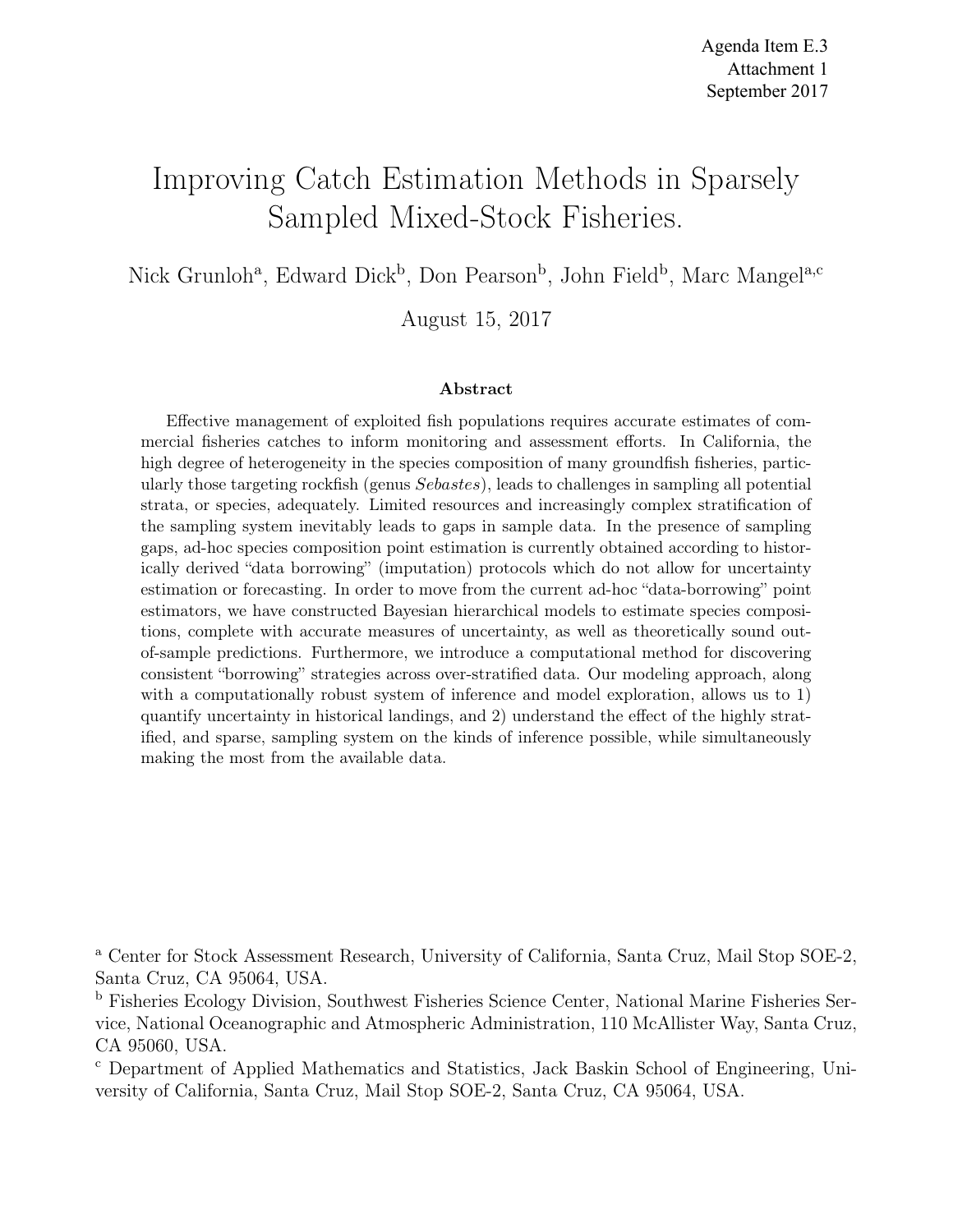Agenda Item E.3
Attachment 1
September 2017

# Improving Catch Estimation Methods in Sparsely Sampled Mixed-Stock Fisheries.

Nick Grunloh[a], Edward Dick[b], Don Pearson[b], John Field[b], Marc Mangel[a,c]

August 15, 2017

### Abstract

Effective management of exploited fish populations requires accurate estimates of commercial fisheries catches to inform monitoring and assessment efforts. In California, the high degree of heterogeneity in the species composition of many groundfish fisheries, particularly those targeting rockfish (genus *Sebastes*), leads to challenges in sampling all potential strata, or species, adequately. Limited resources and increasingly complex stratification of the sampling system inevitably leads to gaps in sample data. In the presence of sampling gaps, ad-hoc species composition point estimation is currently obtained according to historically derived "data borrowing" (imputation) protocols which do not allow for uncertainty estimation or forecasting. In order to move from the current ad-hoc "data-borrowing" point estimators, we have constructed Bayesian hierarchical models to estimate species compositions, complete with accurate measures of uncertainty, as well as theoretically sound out-of-sample predictions. Furthermore, we introduce a computational method for discovering consistent "borrowing" strategies across over-stratified data. Our modeling approach, along with a computationally robust system of inference and model exploration, allows us to 1) quantify uncertainty in historical landings, and 2) understand the effect of the highly stratified, and sparse, sampling system on the kinds of inference possible, while simultaneously making the most from the available data.

[a] Center for Stock Assessment Research, University of California, Santa Cruz, Mail Stop SOE-2, Santa Cruz, CA 95064, USA.
[b] Fisheries Ecology Division, Southwest Fisheries Science Center, National Marine Fisheries Service, National Oceanographic and Atmospheric Administration, 110 McAllister Way, Santa Cruz, CA 95060, USA.
[c] Department of Applied Mathematics and Statistics, Jack Baskin School of Engineering, University of California, Santa Cruz, Mail Stop SOE-2, Santa Cruz, CA 95064, USA.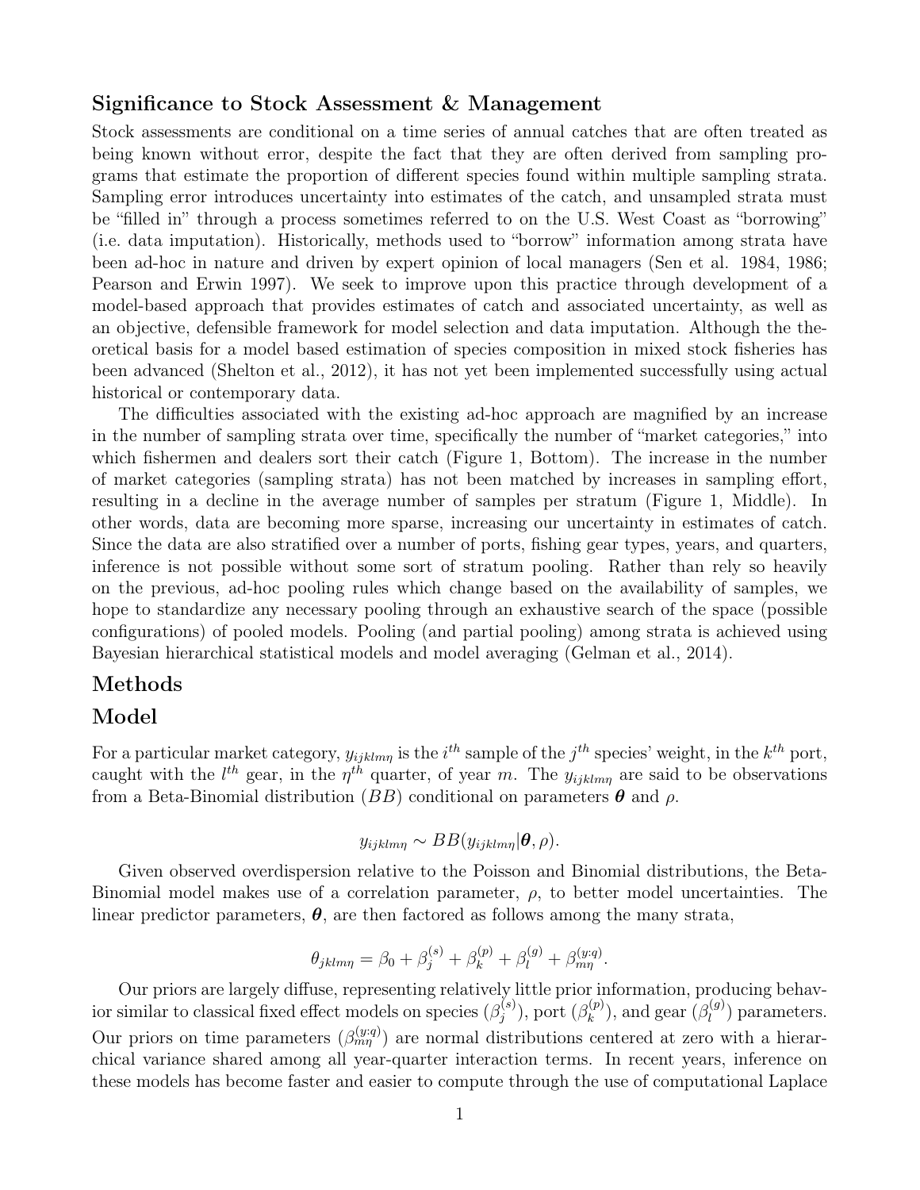## Significance to Stock Assessment & Management

Stock assessments are conditional on a time series of annual catches that are often treated as being known without error, despite the fact that they are often derived from sampling programs that estimate the proportion of different species found within multiple sampling strata. Sampling error introduces uncertainty into estimates of the catch, and unsampled strata must be "filled in" through a process sometimes referred to on the U.S. West Coast as "borrowing" (i.e. data imputation). Historically, methods used to "borrow" information among strata have been ad-hoc in nature and driven by expert opinion of local managers (Sen et al. 1984, 1986; Pearson and Erwin 1997). We seek to improve upon this practice through development of a model-based approach that provides estimates of catch and associated uncertainty, as well as an objective, defensible framework for model selection and data imputation. Although the theoretical basis for a model based estimation of species composition in mixed stock fisheries has been advanced (Shelton et al., 2012), it has not yet been implemented successfully using actual historical or contemporary data.

The difficulties associated with the existing ad-hoc approach are magnified by an increase in the number of sampling strata over time, specifically the number of "market categories," into which fishermen and dealers sort their catch (Figure 1, Bottom). The increase in the number of market categories (sampling strata) has not been matched by increases in sampling effort, resulting in a decline in the average number of samples per stratum (Figure 1, Middle). In other words, data are becoming more sparse, increasing our uncertainty in estimates of catch. Since the data are also stratified over a number of ports, fishing gear types, years, and quarters, inference is not possible without some sort of stratum pooling. Rather than rely so heavily on the previous, ad-hoc pooling rules which change based on the availability of samples, we hope to standardize any necessary pooling through an exhaustive search of the space (possible configurations) of pooled models. Pooling (and partial pooling) among strata is achieved using Bayesian hierarchical statistical models and model averaging (Gelman et al., 2014).

## Methods

## Model

For a particular market category, $y_{ijklm\eta}$ is the $i^{th}$ sample of the $j^{th}$ species' weight, in the $k^{th}$ port, caught with the $l^{th}$ gear, in the $\eta^{th}$ quarter, of year $m$. The $y_{ijklm\eta}$ are said to be observations from a Beta-Binomial distribution ($BB$) conditional on parameters $\boldsymbol{\theta}$ and $\rho$.

$$y_{ijklm\eta} \sim BB(y_{ijklm\eta}|\boldsymbol{\theta}, \rho).$$

Given observed overdispersion relative to the Poisson and Binomial distributions, the Beta-Binomial model makes use of a correlation parameter, $\rho$, to better model uncertainties. The linear predictor parameters, $\boldsymbol{\theta}$, are then factored as follows among the many strata,

$$\theta_{jklm\eta} = \beta_0 + \beta^{(s)}_j + \beta^{(p)}_k + \beta^{(g)}_l + \beta^{(y:q)}_{m\eta}.$$

Our priors are largely diffuse, representing relatively little prior information, producing behavior similar to classical fixed effect models on species ($\beta^{(s)}_j$), port ($\beta^{(p)}_k$), and gear ($\beta^{(g)}_l$) parameters. Our priors on time parameters ($\beta^{(y:q)}_{m\eta}$) are normal distributions centered at zero with a hierarchical variance shared among all year-quarter interaction terms. In recent years, inference on these models has become faster and easier to compute through the use of computational Laplace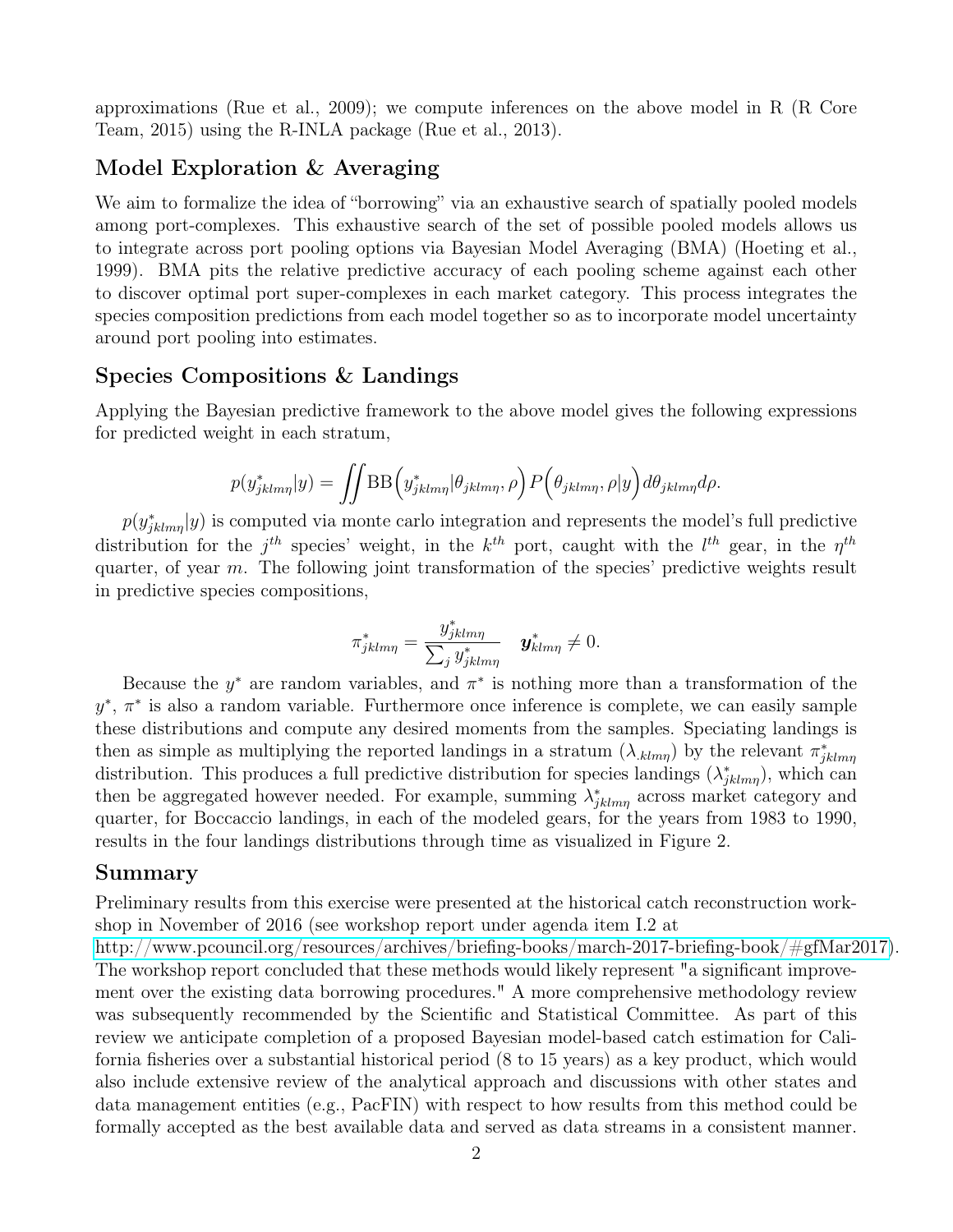approximations (Rue et al., 2009); we compute inferences on the above model in R (R Core Team, 2015) using the R-INLA package (Rue et al., 2013).

## Model Exploration & Averaging

We aim to formalize the idea of "borrowing" via an exhaustive search of spatially pooled models among port-complexes. This exhaustive search of the set of possible pooled models allows us to integrate across port pooling options via Bayesian Model Averaging (BMA) (Hoeting et al., 1999). BMA pits the relative predictive accuracy of each pooling scheme against each other to discover optimal port super-complexes in each market category. This process integrates the species composition predictions from each model together so as to incorporate model uncertainty around port pooling into estimates.

## Species Compositions & Landings

Applying the Bayesian predictive framework to the above model gives the following expressions for predicted weight in each stratum,

$$p(y^*_{jklm\eta}|y) = \iint \text{BB}\Big(y^*_{jklm\eta}|\theta_{jklm\eta}, \rho\Big) P\Big(\theta_{jklm\eta}, \rho|y\Big) d\theta_{jklm\eta} d\rho.$$

$p(y^*_{jklm\eta}|y)$ is computed via monte carlo integration and represents the model's full predictive distribution for the $j^{th}$ species' weight, in the $k^{th}$ port, caught with the $l^{th}$ gear, in the $\eta^{th}$ quarter, of year $m$. The following joint transformation of the species' predictive weights result in predictive species compositions,

$$\pi^*_{jklm\eta} = \frac{y^*_{jklm\eta}}{\sum_j y^*_{jklm\eta}} \quad \boldsymbol{y}^*_{klm\eta} \neq 0.$$

Because the $y^*$ are random variables, and $\pi^*$ is nothing more than a transformation of the $y^*$, $\pi^*$ is also a random variable. Furthermore once inference is complete, we can easily sample these distributions and compute any desired moments from the samples. Speciating landings is then as simple as multiplying the reported landings in a stratum ($\lambda_{\cdot klm\eta}$) by the relevant $\pi^*_{jklm\eta}$ distribution. This produces a full predictive distribution for species landings ($\lambda^*_{jklm\eta}$), which can then be aggregated however needed. For example, summing $\lambda^*_{jklm\eta}$ across market category and quarter, for Boccaccio landings, in each of the modeled gears, for the years from 1983 to 1990, results in the four landings distributions through time as visualized in Figure 2.

## Summary

Preliminary results from this exercise were presented at the historical catch reconstruction workshop in November of 2016 (see workshop report under agenda item I.2 at http://www.pcouncil.org/resources/archives/briefing-books/march-2017-briefing-book/#gfMar2017). The workshop report concluded that these methods would likely represent "a significant improvement over the existing data borrowing procedures." A more comprehensive methodology review was subsequently recommended by the Scientific and Statistical Committee. As part of this review we anticipate completion of a proposed Bayesian model-based catch estimation for California fisheries over a substantial historical period (8 to 15 years) as a key product, which would also include extensive review of the analytical approach and discussions with other states and data management entities (e.g., PacFIN) with respect to how results from this method could be formally accepted as the best available data and served as data streams in a consistent manner.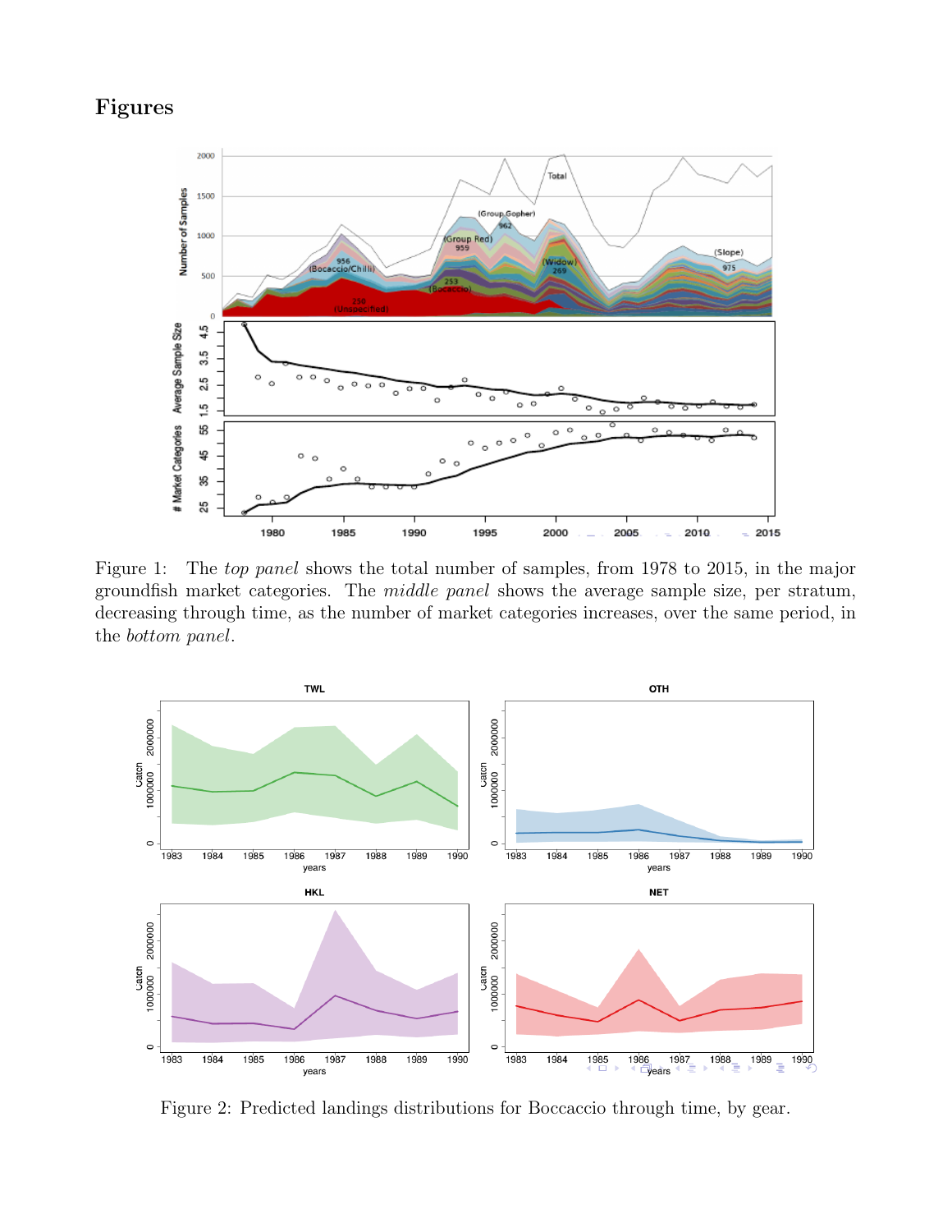# Figures

Figure 1: The *top panel* shows the total number of samples, from 1978 to 2015, in the major groundfish market categories. The *middle panel* shows the average sample size, per stratum, decreasing through time, as the number of market categories increases, over the same period, in the *bottom panel*.

Figure 2: Predicted landings distributions for Boccaccio through time, by gear.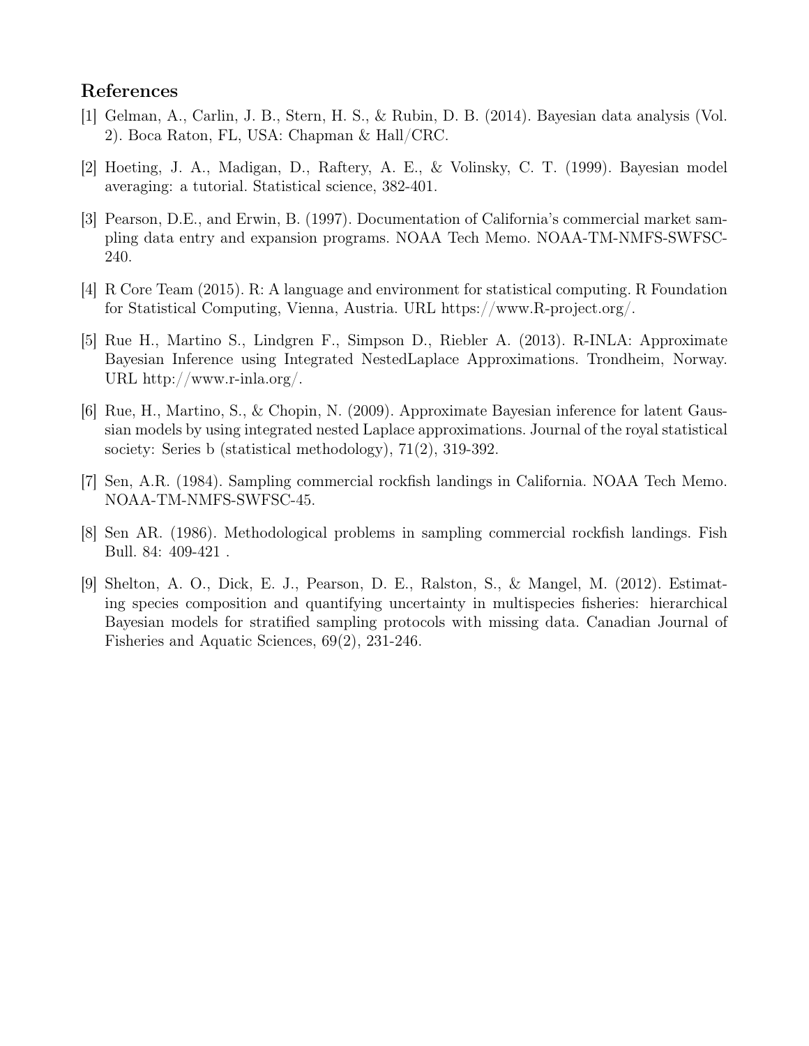## References

[1] Gelman, A., Carlin, J. B., Stern, H. S., & Rubin, D. B. (2014). Bayesian data analysis (Vol. 2). Boca Raton, FL, USA: Chapman & Hall/CRC.

[2] Hoeting, J. A., Madigan, D., Raftery, A. E., & Volinsky, C. T. (1999). Bayesian model averaging: a tutorial. Statistical science, 382-401.

[3] Pearson, D.E., and Erwin, B. (1997). Documentation of California's commercial market sampling data entry and expansion programs. NOAA Tech Memo. NOAA-TM-NMFS-SWFSC-240.

[4] R Core Team (2015). R: A language and environment for statistical computing. R Foundation for Statistical Computing, Vienna, Austria. URL https://www.R-project.org/.

[5] Rue H., Martino S., Lindgren F., Simpson D., Riebler A. (2013). R-INLA: Approximate Bayesian Inference using Integrated NestedLaplace Approximations. Trondheim, Norway. URL http://www.r-inla.org/.

[6] Rue, H., Martino, S., & Chopin, N. (2009). Approximate Bayesian inference for latent Gaussian models by using integrated nested Laplace approximations. Journal of the royal statistical society: Series b (statistical methodology), 71(2), 319-392.

[7] Sen, A.R. (1984). Sampling commercial rockfish landings in California. NOAA Tech Memo. NOAA-TM-NMFS-SWFSC-45.

[8] Sen AR. (1986). Methodological problems in sampling commercial rockfish landings. Fish Bull. 84: 409-421 .

[9] Shelton, A. O., Dick, E. J., Pearson, D. E., Ralston, S., & Mangel, M. (2012). Estimating species composition and quantifying uncertainty in multispecies fisheries: hierarchical Bayesian models for stratified sampling protocols with missing data. Canadian Journal of Fisheries and Aquatic Sciences, 69(2), 231-246.